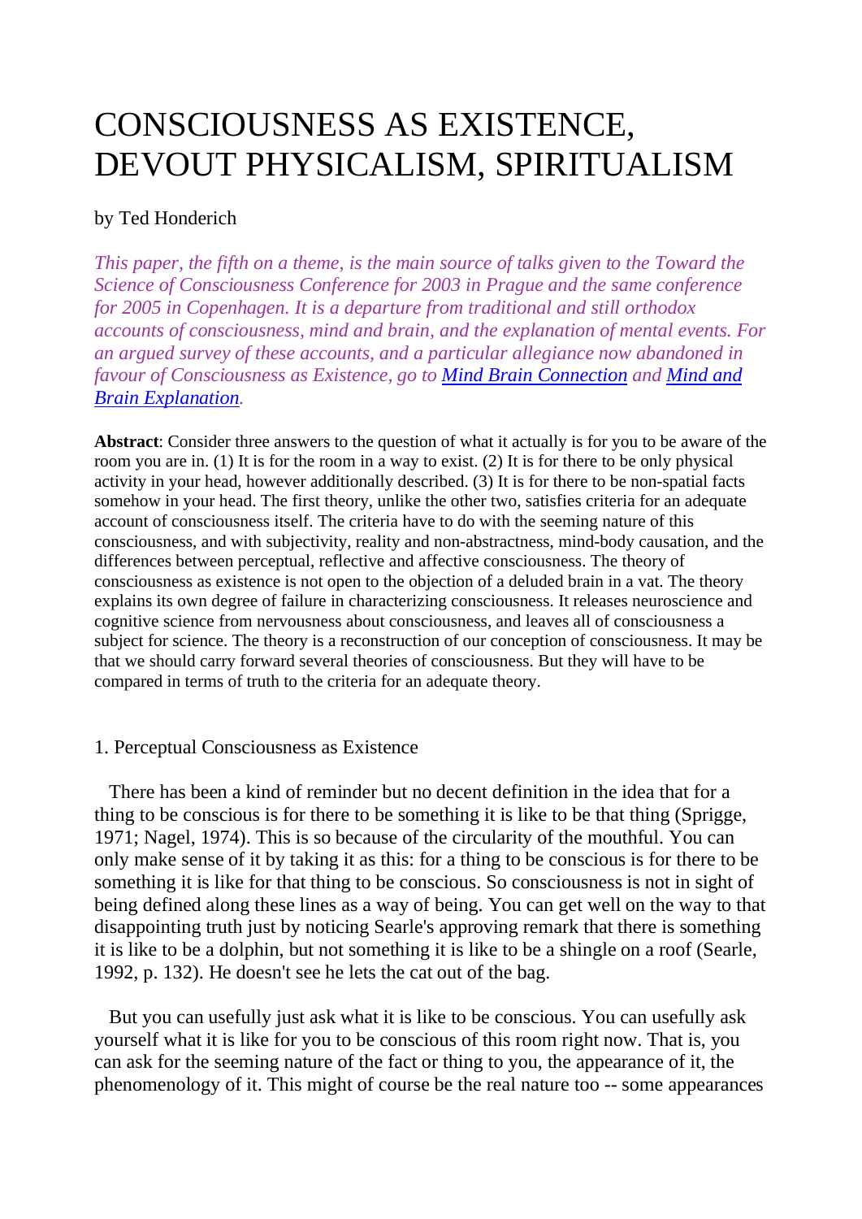# CONSCIOUSNESS AS EXISTENCE, DEVOUT PHYSICALISM, SPIRITUALISM

by Ted Honderich

*This paper, the fifth on a theme, is the main source of talks given to the Toward the Science of Consciousness Conference for 2003 in Prague and the same conference for 2005 in Copenhagen. It is a departure from traditional and still orthodox accounts of consciousness, mind and brain, and the explanation of mental events. For an argued survey of these accounts, and a particular allegiance now abandoned in favour of Consciousness as Existence, go to [Mind Brain Connection]() and [Mind and Brain Explanation]().*

**Abstract**: Consider three answers to the question of what it actually is for you to be aware of the room you are in. (1) It is for the room in a way to exist. (2) It is for there to be only physical activity in your head, however additionally described. (3) It is for there to be non-spatial facts somehow in your head. The first theory, unlike the other two, satisfies criteria for an adequate account of consciousness itself. The criteria have to do with the seeming nature of this consciousness, and with subjectivity, reality and non-abstractness, mind-body causation, and the differences between perceptual, reflective and affective consciousness. The theory of consciousness as existence is not open to the objection of a deluded brain in a vat. The theory explains its own degree of failure in characterizing consciousness. It releases neuroscience and cognitive science from nervousness about consciousness, and leaves all of consciousness a subject for science. The theory is a reconstruction of our conception of consciousness. It may be that we should carry forward several theories of consciousness. But they will have to be compared in terms of truth to the criteria for an adequate theory.

## 1. Perceptual Consciousness as Existence

There has been a kind of reminder but no decent definition in the idea that for a thing to be conscious is for there to be something it is like to be that thing (Sprigge, 1971; Nagel, 1974). This is so because of the circularity of the mouthful. You can only make sense of it by taking it as this: for a thing to be conscious is for there to be something it is like for that thing to be conscious. So consciousness is not in sight of being defined along these lines as a way of being. You can get well on the way to that disappointing truth just by noticing Searle's approving remark that there is something it is like to be a dolphin, but not something it is like to be a shingle on a roof (Searle, 1992, p. 132). He doesn't see he lets the cat out of the bag.

But you can usefully just ask what it is like to be conscious. You can usefully ask yourself what it is like for you to be conscious of this room right now. That is, you can ask for the seeming nature of the fact or thing to you, the appearance of it, the phenomenology of it. This might of course be the real nature too -- some appearances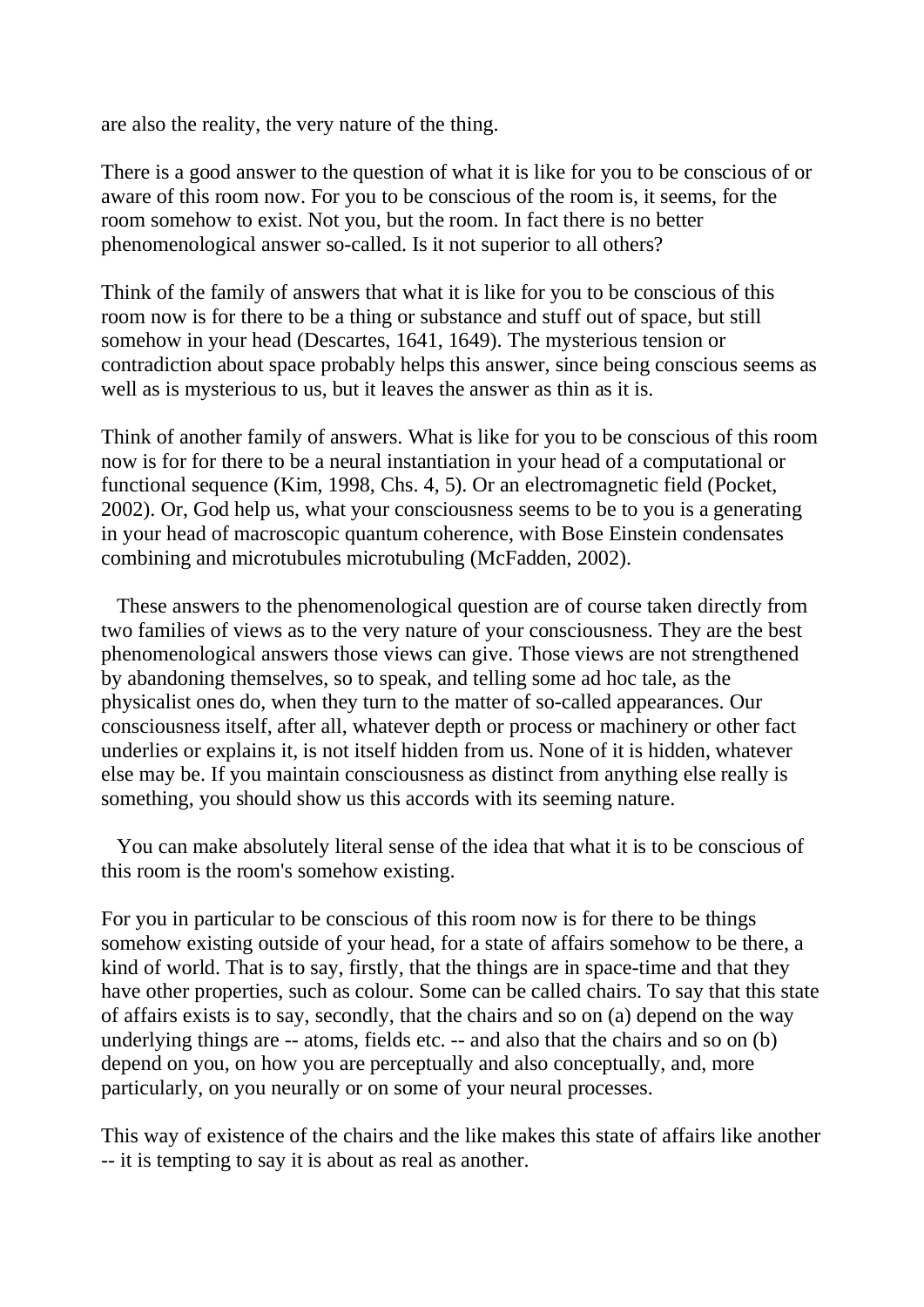are also the reality, the very nature of the thing.

There is a good answer to the question of what it is like for you to be conscious of or aware of this room now. For you to be conscious of the room is, it seems, for the room somehow to exist. Not you, but the room. In fact there is no better phenomenological answer so-called. Is it not superior to all others?

Think of the family of answers that what it is like for you to be conscious of this room now is for there to be a thing or substance and stuff out of space, but still somehow in your head (Descartes, 1641, 1649). The mysterious tension or contradiction about space probably helps this answer, since being conscious seems as well as is mysterious to us, but it leaves the answer as thin as it is.

Think of another family of answers. What is like for you to be conscious of this room now is for for there to be a neural instantiation in your head of a computational or functional sequence (Kim, 1998, Chs. 4, 5). Or an electromagnetic field (Pocket, 2002). Or, God help us, what your consciousness seems to be to you is a generating in your head of macroscopic quantum coherence, with Bose Einstein condensates combining and microtubules microtubuling (McFadden, 2002).

These answers to the phenomenological question are of course taken directly from two families of views as to the very nature of your consciousness. They are the best phenomenological answers those views can give. Those views are not strengthened by abandoning themselves, so to speak, and telling some ad hoc tale, as the physicalist ones do, when they turn to the matter of so-called appearances. Our consciousness itself, after all, whatever depth or process or machinery or other fact underlies or explains it, is not itself hidden from us. None of it is hidden, whatever else may be. If you maintain consciousness as distinct from anything else really is something, you should show us this accords with its seeming nature.

You can make absolutely literal sense of the idea that what it is to be conscious of this room is the room's somehow existing.

For you in particular to be conscious of this room now is for there to be things somehow existing outside of your head, for a state of affairs somehow to be there, a kind of world. That is to say, firstly, that the things are in space-time and that they have other properties, such as colour. Some can be called chairs. To say that this state of affairs exists is to say, secondly, that the chairs and so on (a) depend on the way underlying things are -- atoms, fields etc. -- and also that the chairs and so on (b) depend on you, on how you are perceptually and also conceptually, and, more particularly, on you neurally or on some of your neural processes.

This way of existence of the chairs and the like makes this state of affairs like another -- it is tempting to say it is about as real as another.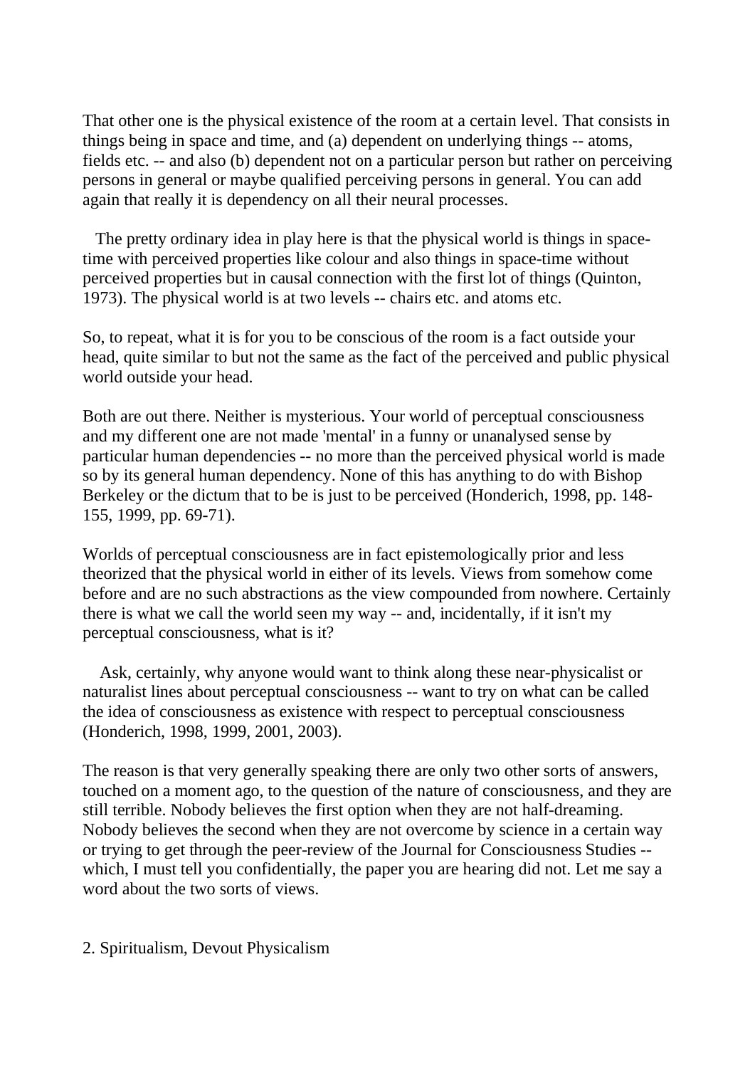That other one is the physical existence of the room at a certain level. That consists in things being in space and time, and (a) dependent on underlying things -- atoms, fields etc. -- and also (b) dependent not on a particular person but rather on perceiving persons in general or maybe qualified perceiving persons in general. You can add again that really it is dependency on all their neural processes.

The pretty ordinary idea in play here is that the physical world is things in space-time with perceived properties like colour and also things in space-time without perceived properties but in causal connection with the first lot of things (Quinton, 1973). The physical world is at two levels -- chairs etc. and atoms etc.

So, to repeat, what it is for you to be conscious of the room is a fact outside your head, quite similar to but not the same as the fact of the perceived and public physical world outside your head.

Both are out there. Neither is mysterious. Your world of perceptual consciousness and my different one are not made 'mental' in a funny or unanalysed sense by particular human dependencies -- no more than the perceived physical world is made so by its general human dependency. None of this has anything to do with Bishop Berkeley or the dictum that to be is just to be perceived (Honderich, 1998, pp. 148-155, 1999, pp. 69-71).

Worlds of perceptual consciousness are in fact epistemologically prior and less theorized that the physical world in either of its levels. Views from somehow come before and are no such abstractions as the view compounded from nowhere. Certainly there is what we call the world seen my way -- and, incidentally, if it isn't my perceptual consciousness, what is it?

Ask, certainly, why anyone would want to think along these near-physicalist or naturalist lines about perceptual consciousness -- want to try on what can be called the idea of consciousness as existence with respect to perceptual consciousness (Honderich, 1998, 1999, 2001, 2003).

The reason is that very generally speaking there are only two other sorts of answers, touched on a moment ago, to the question of the nature of consciousness, and they are still terrible. Nobody believes the first option when they are not half-dreaming. Nobody believes the second when they are not overcome by science in a certain way or trying to get through the peer-review of the Journal for Consciousness Studies -- which, I must tell you confidentially, the paper you are hearing did not. Let me say a word about the two sorts of views.

## 2. Spiritualism, Devout Physicalism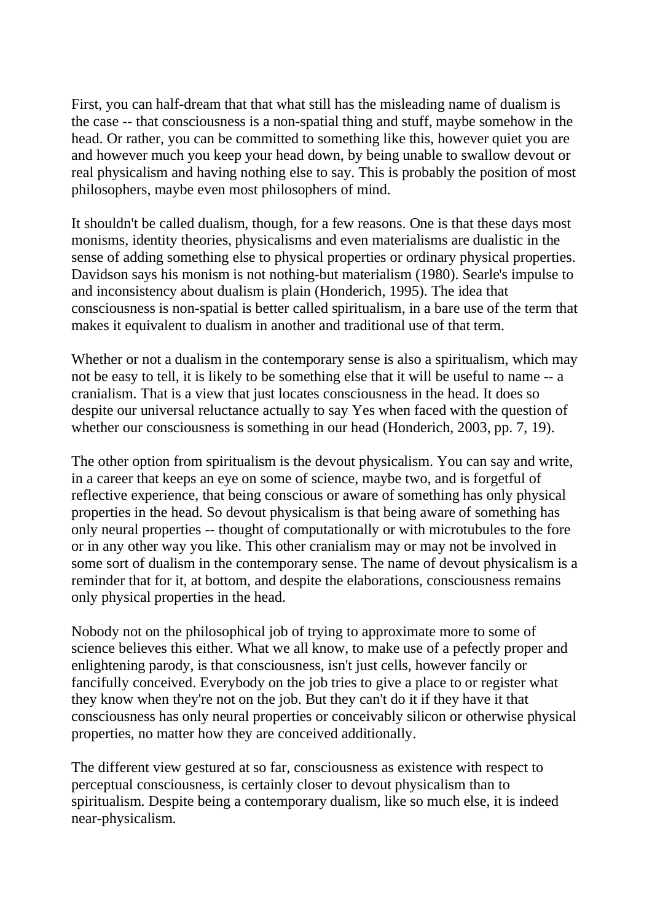First, you can half-dream that that what still has the misleading name of dualism is the case -- that consciousness is a non-spatial thing and stuff, maybe somehow in the head. Or rather, you can be committed to something like this, however quiet you are and however much you keep your head down, by being unable to swallow devout or real physicalism and having nothing else to say. This is probably the position of most philosophers, maybe even most philosophers of mind.

It shouldn't be called dualism, though, for a few reasons. One is that these days most monisms, identity theories, physicalisms and even materialisms are dualistic in the sense of adding something else to physical properties or ordinary physical properties. Davidson says his monism is not nothing-but materialism (1980). Searle's impulse to and inconsistency about dualism is plain (Honderich, 1995). The idea that consciousness is non-spatial is better called spiritualism, in a bare use of the term that makes it equivalent to dualism in another and traditional use of that term.

Whether or not a dualism in the contemporary sense is also a spiritualism, which may not be easy to tell, it is likely to be something else that it will be useful to name -- a cranialism. That is a view that just locates consciousness in the head. It does so despite our universal reluctance actually to say Yes when faced with the question of whether our consciousness is something in our head (Honderich, 2003, pp. 7, 19).

The other option from spiritualism is the devout physicalism. You can say and write, in a career that keeps an eye on some of science, maybe two, and is forgetful of reflective experience, that being conscious or aware of something has only physical properties in the head. So devout physicalism is that being aware of something has only neural properties -- thought of computationally or with microtubules to the fore or in any other way you like. This other cranialism may or may not be involved in some sort of dualism in the contemporary sense. The name of devout physicalism is a reminder that for it, at bottom, and despite the elaborations, consciousness remains only physical properties in the head.

Nobody not on the philosophical job of trying to approximate more to some of science believes this either. What we all know, to make use of a pefectly proper and enlightening parody, is that consciousness, isn't just cells, however fancily or fancifully conceived. Everybody on the job tries to give a place to or register what they know when they're not on the job. But they can't do it if they have it that consciousness has only neural properties or conceivably silicon or otherwise physical properties, no matter how they are conceived additionally.

The different view gestured at so far, consciousness as existence with respect to perceptual consciousness, is certainly closer to devout physicalism than to spiritualism. Despite being a contemporary dualism, like so much else, it is indeed near-physicalism.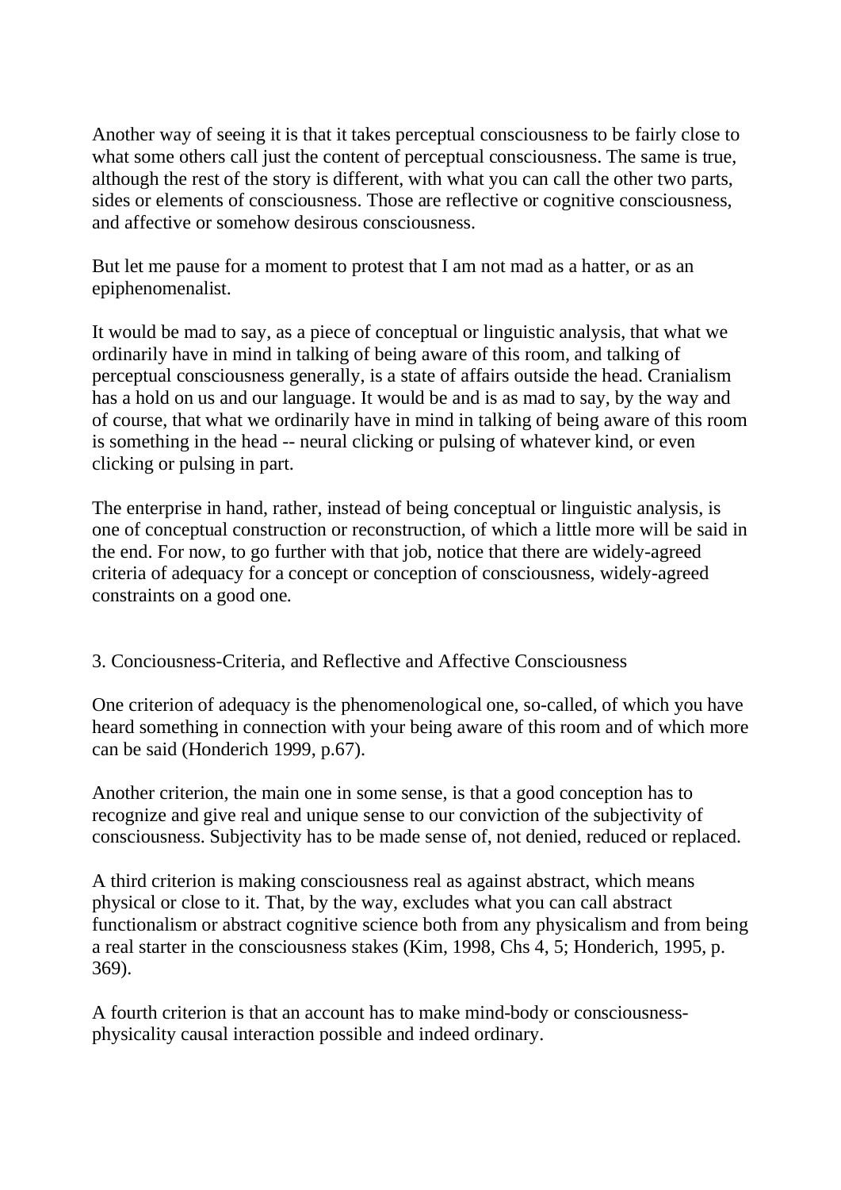Another way of seeing it is that it takes perceptual consciousness to be fairly close to what some others call just the content of perceptual consciousness. The same is true, although the rest of the story is different, with what you can call the other two parts, sides or elements of consciousness. Those are reflective or cognitive consciousness, and affective or somehow desirous consciousness.

But let me pause for a moment to protest that I am not mad as a hatter, or as an epiphenomenalist.

It would be mad to say, as a piece of conceptual or linguistic analysis, that what we ordinarily have in mind in talking of being aware of this room, and talking of perceptual consciousness generally, is a state of affairs outside the head. Cranialism has a hold on us and our language. It would be and is as mad to say, by the way and of course, that what we ordinarily have in mind in talking of being aware of this room is something in the head -- neural clicking or pulsing of whatever kind, or even clicking or pulsing in part.

The enterprise in hand, rather, instead of being conceptual or linguistic analysis, is one of conceptual construction or reconstruction, of which a little more will be said in the end. For now, to go further with that job, notice that there are widely-agreed criteria of adequacy for a concept or conception of consciousness, widely-agreed constraints on a good one.

## 3. Conciousness-Criteria, and Reflective and Affective Consciousness

One criterion of adequacy is the phenomenological one, so-called, of which you have heard something in connection with your being aware of this room and of which more can be said (Honderich 1999, p.67).

Another criterion, the main one in some sense, is that a good conception has to recognize and give real and unique sense to our conviction of the subjectivity of consciousness. Subjectivity has to be made sense of, not denied, reduced or replaced.

A third criterion is making consciousness real as against abstract, which means physical or close to it. That, by the way, excludes what you can call abstract functionalism or abstract cognitive science both from any physicalism and from being a real starter in the consciousness stakes (Kim, 1998, Chs 4, 5; Honderich, 1995, p. 369).

A fourth criterion is that an account has to make mind-body or consciousness-physicality causal interaction possible and indeed ordinary.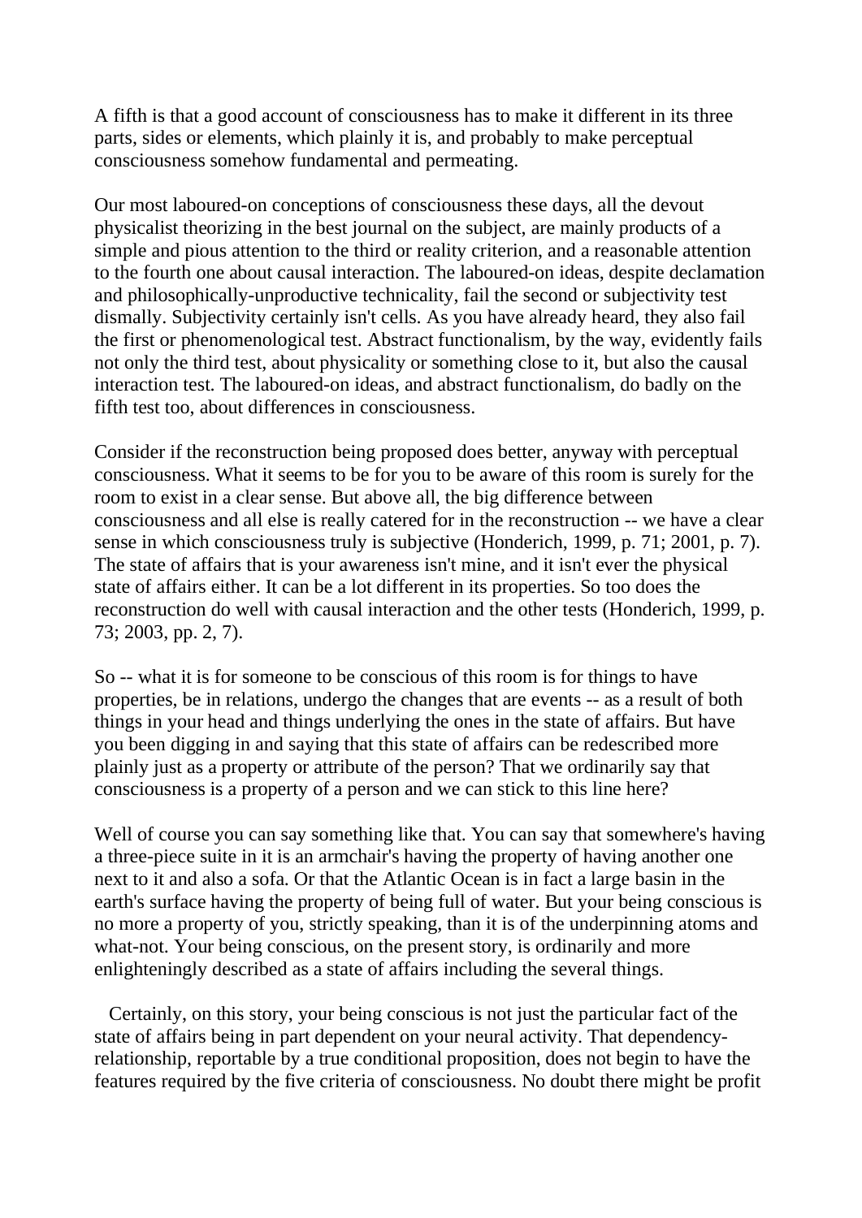A fifth is that a good account of consciousness has to make it different in its three parts, sides or elements, which plainly it is, and probably to make perceptual consciousness somehow fundamental and permeating.

Our most laboured-on conceptions of consciousness these days, all the devout physicalist theorizing in the best journal on the subject, are mainly products of a simple and pious attention to the third or reality criterion, and a reasonable attention to the fourth one about causal interaction. The laboured-on ideas, despite declamation and philosophically-unproductive technicality, fail the second or subjectivity test dismally. Subjectivity certainly isn't cells. As you have already heard, they also fail the first or phenomenological test. Abstract functionalism, by the way, evidently fails not only the third test, about physicality or something close to it, but also the causal interaction test. The laboured-on ideas, and abstract functionalism, do badly on the fifth test too, about differences in consciousness.

Consider if the reconstruction being proposed does better, anyway with perceptual consciousness. What it seems to be for you to be aware of this room is surely for the room to exist in a clear sense. But above all, the big difference between consciousness and all else is really catered for in the reconstruction -- we have a clear sense in which consciousness truly is subjective (Honderich, 1999, p. 71; 2001, p. 7). The state of affairs that is your awareness isn't mine, and it isn't ever the physical state of affairs either. It can be a lot different in its properties. So too does the reconstruction do well with causal interaction and the other tests (Honderich, 1999, p. 73; 2003, pp. 2, 7).

So -- what it is for someone to be conscious of this room is for things to have properties, be in relations, undergo the changes that are events -- as a result of both things in your head and things underlying the ones in the state of affairs. But have you been digging in and saying that this state of affairs can be redescribed more plainly just as a property or attribute of the person? That we ordinarily say that consciousness is a property of a person and we can stick to this line here?

Well of course you can say something like that. You can say that somewhere's having a three-piece suite in it is an armchair's having the property of having another one next to it and also a sofa. Or that the Atlantic Ocean is in fact a large basin in the earth's surface having the property of being full of water. But your being conscious is no more a property of you, strictly speaking, than it is of the underpinning atoms and what-not. Your being conscious, on the present story, is ordinarily and more enlighteningly described as a state of affairs including the several things.

Certainly, on this story, your being conscious is not just the particular fact of the state of affairs being in part dependent on your neural activity. That dependency-relationship, reportable by a true conditional proposition, does not begin to have the features required by the five criteria of consciousness. No doubt there might be profit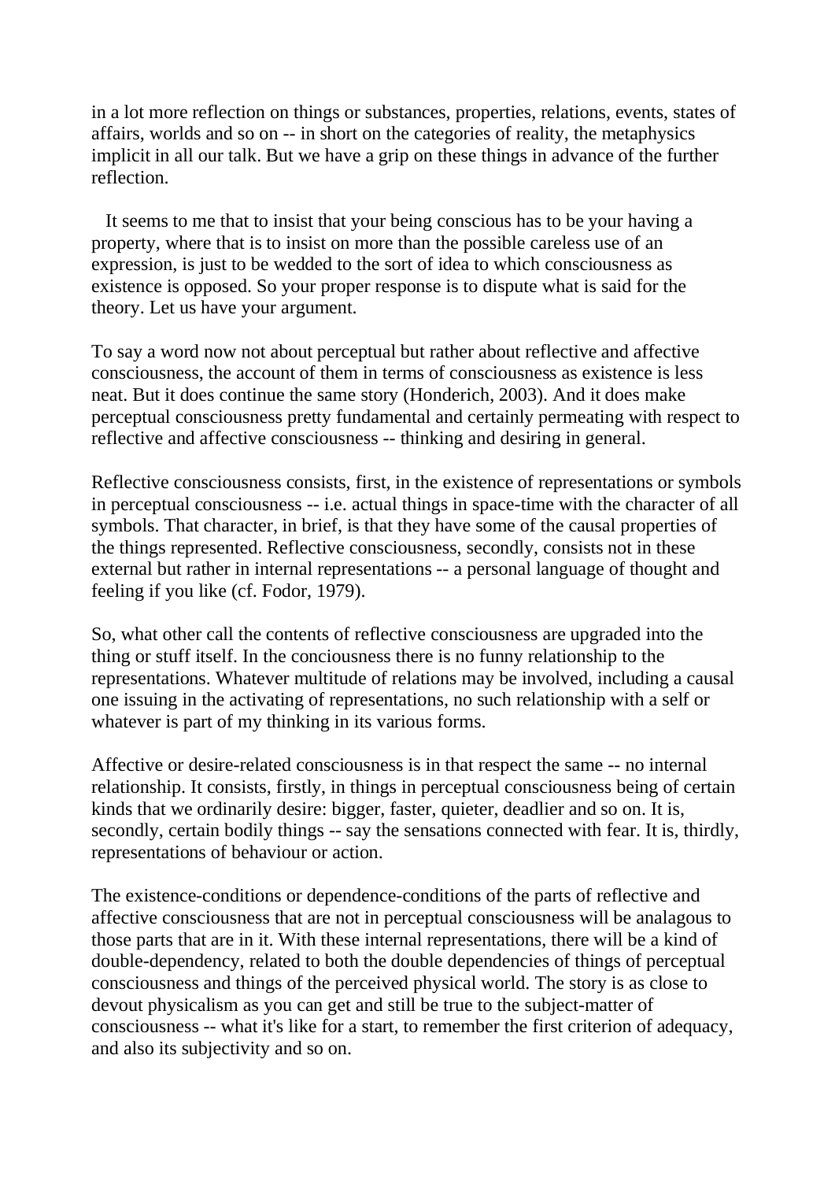in a lot more reflection on things or substances, properties, relations, events, states of affairs, worlds and so on -- in short on the categories of reality, the metaphysics implicit in all our talk. But we have a grip on these things in advance of the further reflection.

It seems to me that to insist that your being conscious has to be your having a property, where that is to insist on more than the possible careless use of an expression, is just to be wedded to the sort of idea to which consciousness as existence is opposed. So your proper response is to dispute what is said for the theory. Let us have your argument.

To say a word now not about perceptual but rather about reflective and affective consciousness, the account of them in terms of consciousness as existence is less neat. But it does continue the same story (Honderich, 2003). And it does make perceptual consciousness pretty fundamental and certainly permeating with respect to reflective and affective consciousness -- thinking and desiring in general.

Reflective consciousness consists, first, in the existence of representations or symbols in perceptual consciousness -- i.e. actual things in space-time with the character of all symbols. That character, in brief, is that they have some of the causal properties of the things represented. Reflective consciousness, secondly, consists not in these external but rather in internal representations -- a personal language of thought and feeling if you like (cf. Fodor, 1979).

So, what other call the contents of reflective consciousness are upgraded into the thing or stuff itself. In the conciousness there is no funny relationship to the representations. Whatever multitude of relations may be involved, including a causal one issuing in the activating of representations, no such relationship with a self or whatever is part of my thinking in its various forms.

Affective or desire-related consciousness is in that respect the same -- no internal relationship. It consists, firstly, in things in perceptual consciousness being of certain kinds that we ordinarily desire: bigger, faster, quieter, deadlier and so on. It is, secondly, certain bodily things -- say the sensations connected with fear. It is, thirdly, representations of behaviour or action.

The existence-conditions or dependence-conditions of the parts of reflective and affective consciousness that are not in perceptual consciousness will be analagous to those parts that are in it. With these internal representations, there will be a kind of double-dependency, related to both the double dependencies of things of perceptual consciousness and things of the perceived physical world. The story is as close to devout physicalism as you can get and still be true to the subject-matter of consciousness -- what it's like for a start, to remember the first criterion of adequacy, and also its subjectivity and so on.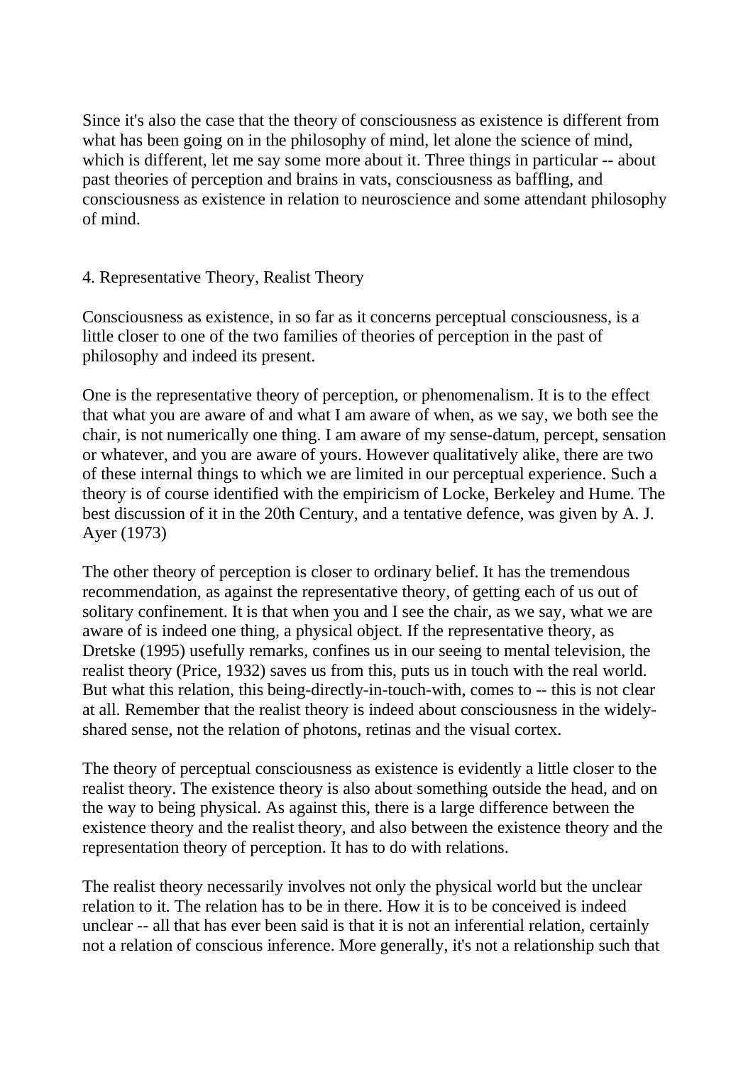Since it's also the case that the theory of consciousness as existence is different from what has been going on in the philosophy of mind, let alone the science of mind, which is different, let me say some more about it. Three things in particular -- about past theories of perception and brains in vats, consciousness as baffling, and consciousness as existence in relation to neuroscience and some attendant philosophy of mind.

## 4. Representative Theory, Realist Theory

Consciousness as existence, in so far as it concerns perceptual consciousness, is a little closer to one of the two families of theories of perception in the past of philosophy and indeed its present.

One is the representative theory of perception, or phenomenalism. It is to the effect that what you are aware of and what I am aware of when, as we say, we both see the chair, is not numerically one thing. I am aware of my sense-datum, percept, sensation or whatever, and you are aware of yours. However qualitatively alike, there are two of these internal things to which we are limited in our perceptual experience. Such a theory is of course identified with the empiricism of Locke, Berkeley and Hume. The best discussion of it in the 20th Century, and a tentative defence, was given by A. J. Ayer (1973)

The other theory of perception is closer to ordinary belief. It has the tremendous recommendation, as against the representative theory, of getting each of us out of solitary confinement. It is that when you and I see the chair, as we say, what we are aware of is indeed one thing, a physical object. If the representative theory, as Dretske (1995) usefully remarks, confines us in our seeing to mental television, the realist theory (Price, 1932) saves us from this, puts us in touch with the real world. But what this relation, this being-directly-in-touch-with, comes to -- this is not clear at all. Remember that the realist theory is indeed about consciousness in the widely-shared sense, not the relation of photons, retinas and the visual cortex.

The theory of perceptual consciousness as existence is evidently a little closer to the realist theory. The existence theory is also about something outside the head, and on the way to being physical. As against this, there is a large difference between the existence theory and the realist theory, and also between the existence theory and the representation theory of perception. It has to do with relations.

The realist theory necessarily involves not only the physical world but the unclear relation to it. The relation has to be in there. How it is to be conceived is indeed unclear -- all that has ever been said is that it is not an inferential relation, certainly not a relation of conscious inference. More generally, it's not a relationship such that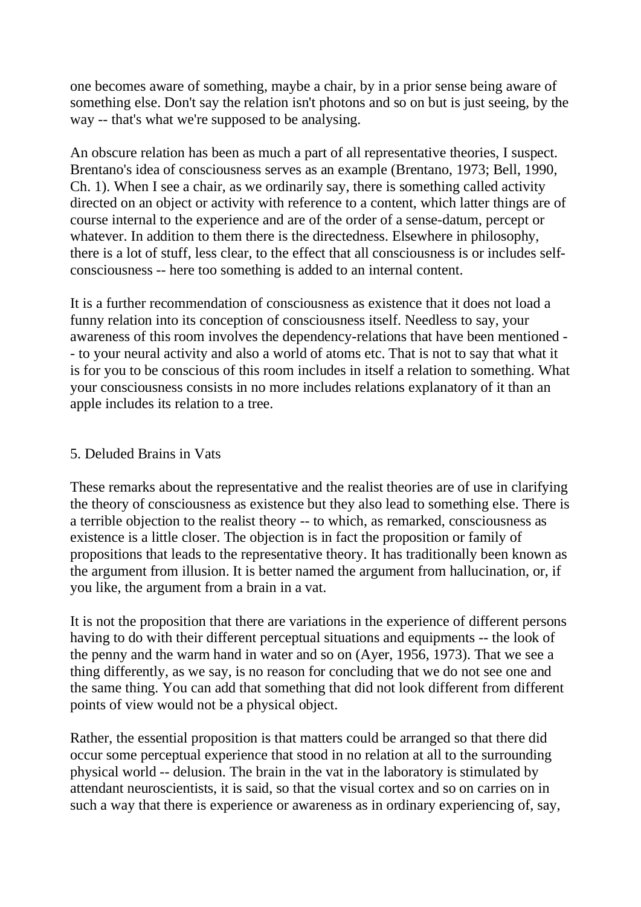one becomes aware of something, maybe a chair, by in a prior sense being aware of something else. Don't say the relation isn't photons and so on but is just seeing, by the way -- that's what we're supposed to be analysing.

An obscure relation has been as much a part of all representative theories, I suspect. Brentano's idea of consciousness serves as an example (Brentano, 1973; Bell, 1990, Ch. 1). When I see a chair, as we ordinarily say, there is something called activity directed on an object or activity with reference to a content, which latter things are of course internal to the experience and are of the order of a sense-datum, percept or whatever. In addition to them there is the directedness. Elsewhere in philosophy, there is a lot of stuff, less clear, to the effect that all consciousness is or includes self-consciousness -- here too something is added to an internal content.

It is a further recommendation of consciousness as existence that it does not load a funny relation into its conception of consciousness itself. Needless to say, your awareness of this room involves the dependency-relations that have been mentioned -- to your neural activity and also a world of atoms etc. That is not to say that what it is for you to be conscious of this room includes in itself a relation to something. What your consciousness consists in no more includes relations explanatory of it than an apple includes its relation to a tree.

## 5. Deluded Brains in Vats

These remarks about the representative and the realist theories are of use in clarifying the theory of consciousness as existence but they also lead to something else. There is a terrible objection to the realist theory -- to which, as remarked, consciousness as existence is a little closer. The objection is in fact the proposition or family of propositions that leads to the representative theory. It has traditionally been known as the argument from illusion. It is better named the argument from hallucination, or, if you like, the argument from a brain in a vat.

It is not the proposition that there are variations in the experience of different persons having to do with their different perceptual situations and equipments -- the look of the penny and the warm hand in water and so on (Ayer, 1956, 1973). That we see a thing differently, as we say, is no reason for concluding that we do not see one and the same thing. You can add that something that did not look different from different points of view would not be a physical object.

Rather, the essential proposition is that matters could be arranged so that there did occur some perceptual experience that stood in no relation at all to the surrounding physical world -- delusion. The brain in the vat in the laboratory is stimulated by attendant neuroscientists, it is said, so that the visual cortex and so on carries on in such a way that there is experience or awareness as in ordinary experiencing of, say,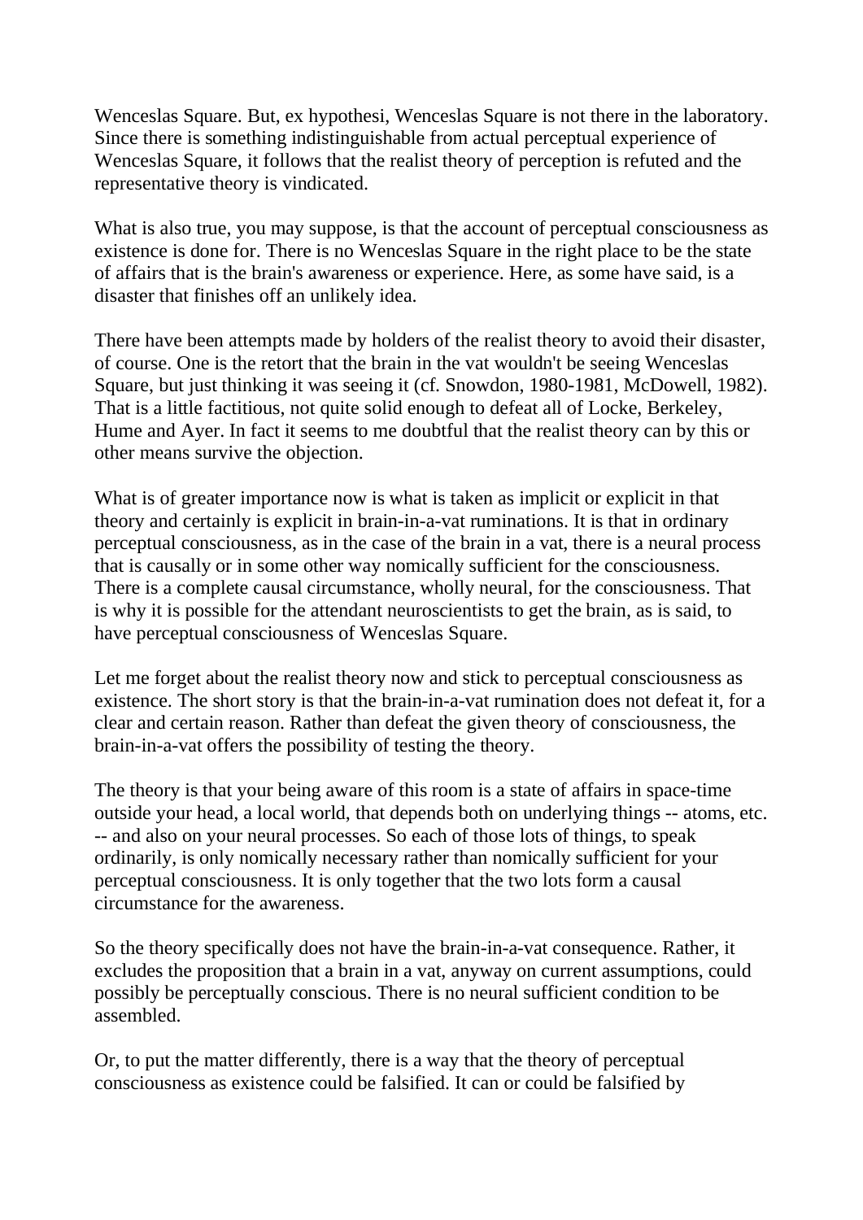Wenceslas Square. But, ex hypothesi, Wenceslas Square is not there in the laboratory. Since there is something indistinguishable from actual perceptual experience of Wenceslas Square, it follows that the realist theory of perception is refuted and the representative theory is vindicated.

What is also true, you may suppose, is that the account of perceptual consciousness as existence is done for. There is no Wenceslas Square in the right place to be the state of affairs that is the brain's awareness or experience. Here, as some have said, is a disaster that finishes off an unlikely idea.

There have been attempts made by holders of the realist theory to avoid their disaster, of course. One is the retort that the brain in the vat wouldn't be seeing Wenceslas Square, but just thinking it was seeing it (cf. Snowdon, 1980-1981, McDowell, 1982). That is a little factitious, not quite solid enough to defeat all of Locke, Berkeley, Hume and Ayer. In fact it seems to me doubtful that the realist theory can by this or other means survive the objection.

What is of greater importance now is what is taken as implicit or explicit in that theory and certainly is explicit in brain-in-a-vat ruminations. It is that in ordinary perceptual consciousness, as in the case of the brain in a vat, there is a neural process that is causally or in some other way nomically sufficient for the consciousness. There is a complete causal circumstance, wholly neural, for the consciousness. That is why it is possible for the attendant neuroscientists to get the brain, as is said, to have perceptual consciousness of Wenceslas Square.

Let me forget about the realist theory now and stick to perceptual consciousness as existence. The short story is that the brain-in-a-vat rumination does not defeat it, for a clear and certain reason. Rather than defeat the given theory of consciousness, the brain-in-a-vat offers the possibility of testing the theory.

The theory is that your being aware of this room is a state of affairs in space-time outside your head, a local world, that depends both on underlying things -- atoms, etc. -- and also on your neural processes. So each of those lots of things, to speak ordinarily, is only nomically necessary rather than nomically sufficient for your perceptual consciousness. It is only together that the two lots form a causal circumstance for the awareness.

So the theory specifically does not have the brain-in-a-vat consequence. Rather, it excludes the proposition that a brain in a vat, anyway on current assumptions, could possibly be perceptually conscious. There is no neural sufficient condition to be assembled.

Or, to put the matter differently, there is a way that the theory of perceptual consciousness as existence could be falsified. It can or could be falsified by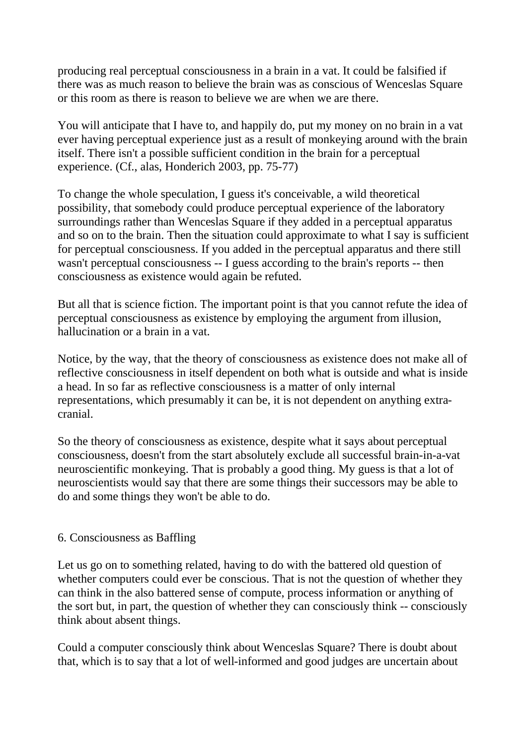producing real perceptual consciousness in a brain in a vat. It could be falsified if there was as much reason to believe the brain was as conscious of Wenceslas Square or this room as there is reason to believe we are when we are there.

You will anticipate that I have to, and happily do, put my money on no brain in a vat ever having perceptual experience just as a result of monkeying around with the brain itself. There isn't a possible sufficient condition in the brain for a perceptual experience. (Cf., alas, Honderich 2003, pp. 75-77)

To change the whole speculation, I guess it's conceivable, a wild theoretical possibility, that somebody could produce perceptual experience of the laboratory surroundings rather than Wenceslas Square if they added in a perceptual apparatus and so on to the brain. Then the situation could approximate to what I say is sufficient for perceptual consciousness. If you added in the perceptual apparatus and there still wasn't perceptual consciousness -- I guess according to the brain's reports -- then consciousness as existence would again be refuted.

But all that is science fiction. The important point is that you cannot refute the idea of perceptual consciousness as existence by employing the argument from illusion, hallucination or a brain in a vat.

Notice, by the way, that the theory of consciousness as existence does not make all of reflective consciousness in itself dependent on both what is outside and what is inside a head. In so far as reflective consciousness is a matter of only internal representations, which presumably it can be, it is not dependent on anything extra-cranial.

So the theory of consciousness as existence, despite what it says about perceptual consciousness, doesn't from the start absolutely exclude all successful brain-in-a-vat neuroscientific monkeying. That is probably a good thing. My guess is that a lot of neuroscientists would say that there are some things their successors may be able to do and some things they won't be able to do.

## 6. Consciousness as Baffling

Let us go on to something related, having to do with the battered old question of whether computers could ever be conscious. That is not the question of whether they can think in the also battered sense of compute, process information or anything of the sort but, in part, the question of whether they can consciously think -- consciously think about absent things.

Could a computer consciously think about Wenceslas Square? There is doubt about that, which is to say that a lot of well-informed and good judges are uncertain about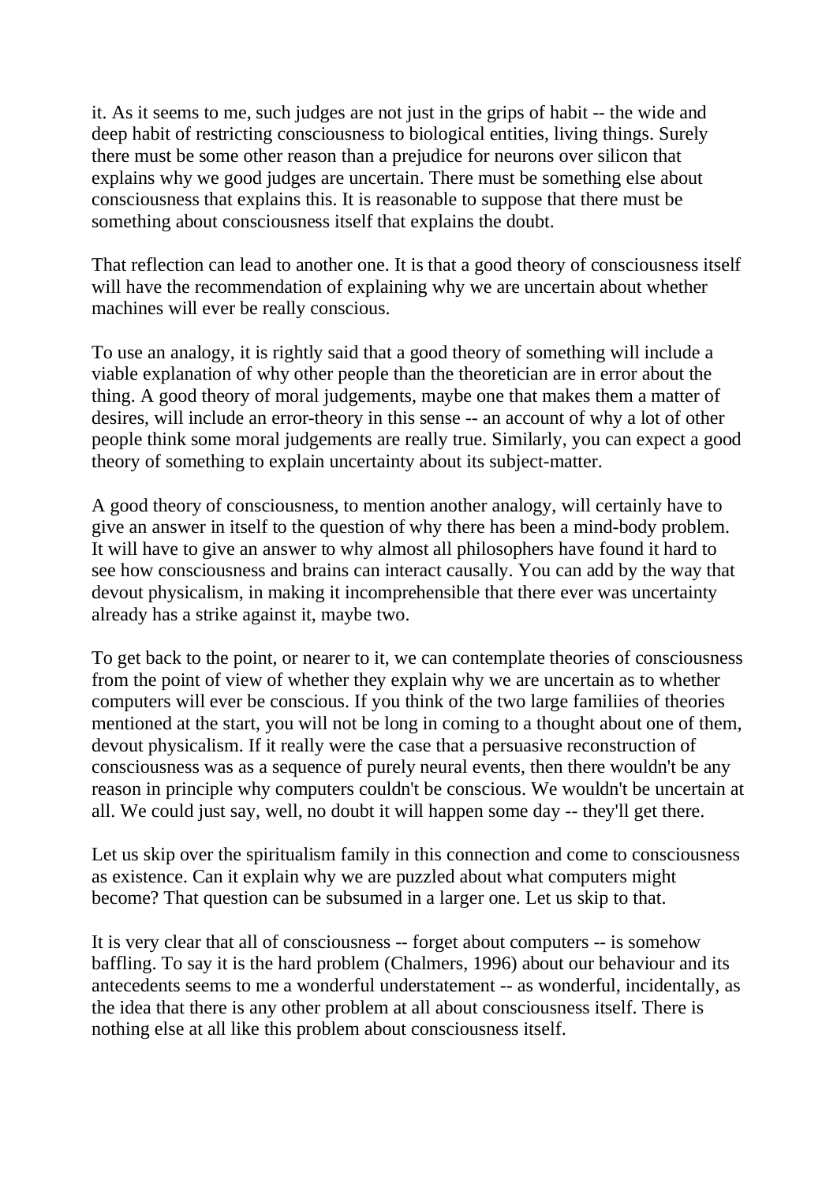it. As it seems to me, such judges are not just in the grips of habit -- the wide and deep habit of restricting consciousness to biological entities, living things. Surely there must be some other reason than a prejudice for neurons over silicon that explains why we good judges are uncertain. There must be something else about consciousness that explains this. It is reasonable to suppose that there must be something about consciousness itself that explains the doubt.

That reflection can lead to another one. It is that a good theory of consciousness itself will have the recommendation of explaining why we are uncertain about whether machines will ever be really conscious.

To use an analogy, it is rightly said that a good theory of something will include a viable explanation of why other people than the theoretician are in error about the thing. A good theory of moral judgements, maybe one that makes them a matter of desires, will include an error-theory in this sense -- an account of why a lot of other people think some moral judgements are really true. Similarly, you can expect a good theory of something to explain uncertainty about its subject-matter.

A good theory of consciousness, to mention another analogy, will certainly have to give an answer in itself to the question of why there has been a mind-body problem. It will have to give an answer to why almost all philosophers have found it hard to see how consciousness and brains can interact causally. You can add by the way that devout physicalism, in making it incomprehensible that there ever was uncertainty already has a strike against it, maybe two.

To get back to the point, or nearer to it, we can contemplate theories of consciousness from the point of view of whether they explain why we are uncertain as to whether computers will ever be conscious. If you think of the two large familiies of theories mentioned at the start, you will not be long in coming to a thought about one of them, devout physicalism. If it really were the case that a persuasive reconstruction of consciousness was as a sequence of purely neural events, then there wouldn't be any reason in principle why computers couldn't be conscious. We wouldn't be uncertain at all. We could just say, well, no doubt it will happen some day -- they'll get there.

Let us skip over the spiritualism family in this connection and come to consciousness as existence. Can it explain why we are puzzled about what computers might become? That question can be subsumed in a larger one. Let us skip to that.

It is very clear that all of consciousness -- forget about computers -- is somehow baffling. To say it is the hard problem (Chalmers, 1996) about our behaviour and its antecedents seems to me a wonderful understatement -- as wonderful, incidentally, as the idea that there is any other problem at all about consciousness itself. There is nothing else at all like this problem about consciousness itself.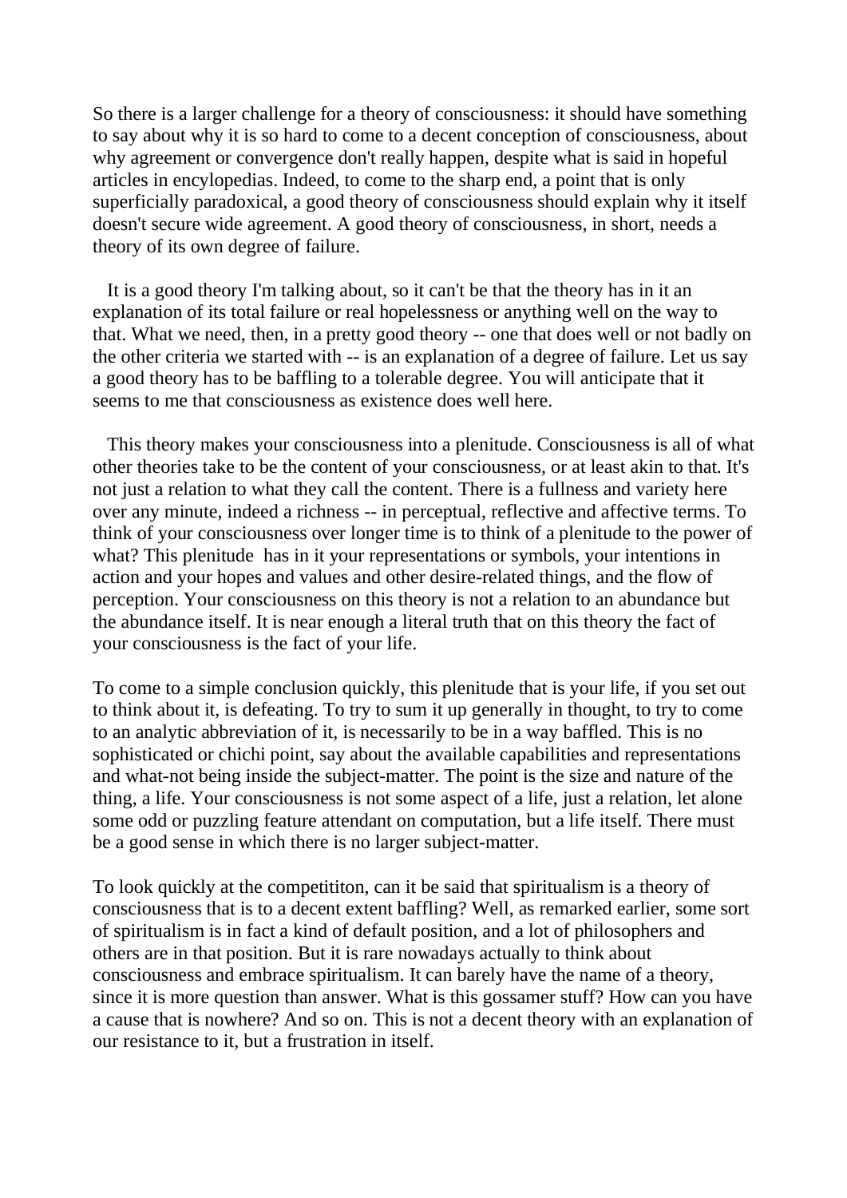So there is a larger challenge for a theory of consciousness: it should have something to say about why it is so hard to come to a decent conception of consciousness, about why agreement or convergence don't really happen, despite what is said in hopeful articles in encylopedias. Indeed, to come to the sharp end, a point that is only superficially paradoxical, a good theory of consciousness should explain why it itself doesn't secure wide agreement. A good theory of consciousness, in short, needs a theory of its own degree of failure.

It is a good theory I'm talking about, so it can't be that the theory has in it an explanation of its total failure or real hopelessness or anything well on the way to that. What we need, then, in a pretty good theory -- one that does well or not badly on the other criteria we started with -- is an explanation of a degree of failure. Let us say a good theory has to be baffling to a tolerable degree. You will anticipate that it seems to me that consciousness as existence does well here.

This theory makes your consciousness into a plenitude. Consciousness is all of what other theories take to be the content of your consciousness, or at least akin to that. It's not just a relation to what they call the content. There is a fullness and variety here over any minute, indeed a richness -- in perceptual, reflective and affective terms. To think of your consciousness over longer time is to think of a plenitude to the power of what? This plenitude has in it your representations or symbols, your intentions in action and your hopes and values and other desire-related things, and the flow of perception. Your consciousness on this theory is not a relation to an abundance but the abundance itself. It is near enough a literal truth that on this theory the fact of your consciousness is the fact of your life.

To come to a simple conclusion quickly, this plenitude that is your life, if you set out to think about it, is defeating. To try to sum it up generally in thought, to try to come to an analytic abbreviation of it, is necessarily to be in a way baffled. This is no sophisticated or chichi point, say about the available capabilities and representations and what-not being inside the subject-matter. The point is the size and nature of the thing, a life. Your consciousness is not some aspect of a life, just a relation, let alone some odd or puzzling feature attendant on computation, but a life itself. There must be a good sense in which there is no larger subject-matter.

To look quickly at the competititon, can it be said that spiritualism is a theory of consciousness that is to a decent extent baffling? Well, as remarked earlier, some sort of spiritualism is in fact a kind of default position, and a lot of philosophers and others are in that position. But it is rare nowadays actually to think about consciousness and embrace spiritualism. It can barely have the name of a theory, since it is more question than answer. What is this gossamer stuff? How can you have a cause that is nowhere? And so on. This is not a decent theory with an explanation of our resistance to it, but a frustration in itself.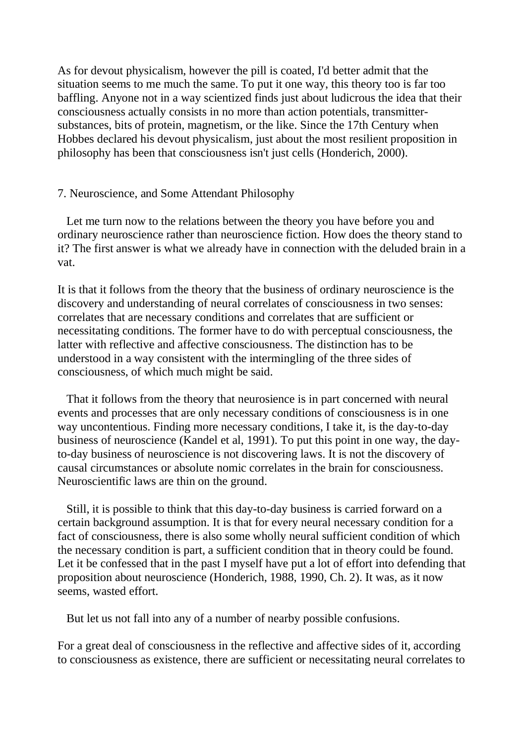As for devout physicalism, however the pill is coated, I'd better admit that the situation seems to me much the same. To put it one way, this theory too is far too baffling. Anyone not in a way scientized finds just about ludicrous the idea that their consciousness actually consists in no more than action potentials, transmitter-substances, bits of protein, magnetism, or the like. Since the 17th Century when Hobbes declared his devout physicalism, just about the most resilient proposition in philosophy has been that consciousness isn't just cells (Honderich, 2000).

## 7. Neuroscience, and Some Attendant Philosophy

Let me turn now to the relations between the theory you have before you and ordinary neuroscience rather than neuroscience fiction. How does the theory stand to it? The first answer is what we already have in connection with the deluded brain in a vat.

It is that it follows from the theory that the business of ordinary neuroscience is the discovery and understanding of neural correlates of consciousness in two senses: correlates that are necessary conditions and correlates that are sufficient or necessitating conditions. The former have to do with perceptual consciousness, the latter with reflective and affective consciousness. The distinction has to be understood in a way consistent with the intermingling of the three sides of consciousness, of which much might be said.

That it follows from the theory that neurosience is in part concerned with neural events and processes that are only necessary conditions of consciousness is in one way uncontentious. Finding more necessary conditions, I take it, is the day-to-day business of neuroscience (Kandel et al, 1991). To put this point in one way, the day-to-day business of neuroscience is not discovering laws. It is not the discovery of causal circumstances or absolute nomic correlates in the brain for consciousness. Neuroscientific laws are thin on the ground.

Still, it is possible to think that this day-to-day business is carried forward on a certain background assumption. It is that for every neural necessary condition for a fact of consciousness, there is also some wholly neural sufficient condition of which the necessary condition is part, a sufficient condition that in theory could be found. Let it be confessed that in the past I myself have put a lot of effort into defending that proposition about neuroscience (Honderich, 1988, 1990, Ch. 2). It was, as it now seems, wasted effort.

But let us not fall into any of a number of nearby possible confusions.

For a great deal of consciousness in the reflective and affective sides of it, according to consciousness as existence, there are sufficient or necessitating neural correlates to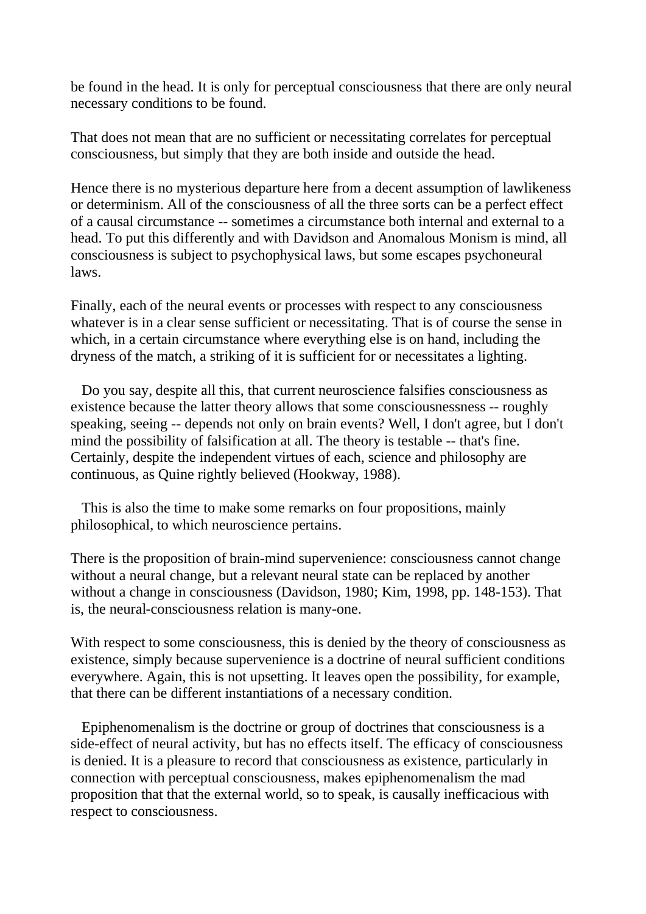be found in the head. It is only for perceptual consciousness that there are only neural necessary conditions to be found.

That does not mean that are no sufficient or necessitating correlates for perceptual consciousness, but simply that they are both inside and outside the head.

Hence there is no mysterious departure here from a decent assumption of lawlikeness or determinism. All of the consciousness of all the three sorts can be a perfect effect of a causal circumstance -- sometimes a circumstance both internal and external to a head. To put this differently and with Davidson and Anomalous Monism is mind, all consciousness is subject to psychophysical laws, but some escapes psychoneural laws.

Finally, each of the neural events or processes with respect to any consciousness whatever is in a clear sense sufficient or necessitating. That is of course the sense in which, in a certain circumstance where everything else is on hand, including the dryness of the match, a striking of it is sufficient for or necessitates a lighting.

Do you say, despite all this, that current neuroscience falsifies consciousness as existence because the latter theory allows that some consciousnessness -- roughly speaking, seeing -- depends not only on brain events? Well, I don't agree, but I don't mind the possibility of falsification at all. The theory is testable -- that's fine. Certainly, despite the independent virtues of each, science and philosophy are continuous, as Quine rightly believed (Hookway, 1988).

This is also the time to make some remarks on four propositions, mainly philosophical, to which neuroscience pertains.

There is the proposition of brain-mind supervenience: consciousness cannot change without a neural change, but a relevant neural state can be replaced by another without a change in consciousness (Davidson, 1980; Kim, 1998, pp. 148-153). That is, the neural-consciousness relation is many-one.

With respect to some consciousness, this is denied by the theory of consciousness as existence, simply because supervenience is a doctrine of neural sufficient conditions everywhere. Again, this is not upsetting. It leaves open the possibility, for example, that there can be different instantiations of a necessary condition.

Epiphenomenalism is the doctrine or group of doctrines that consciousness is a side-effect of neural activity, but has no effects itself. The efficacy of consciousness is denied. It is a pleasure to record that consciousness as existence, particularly in connection with perceptual consciousness, makes epiphenomenalism the mad proposition that that the external world, so to speak, is causally inefficacious with respect to consciousness.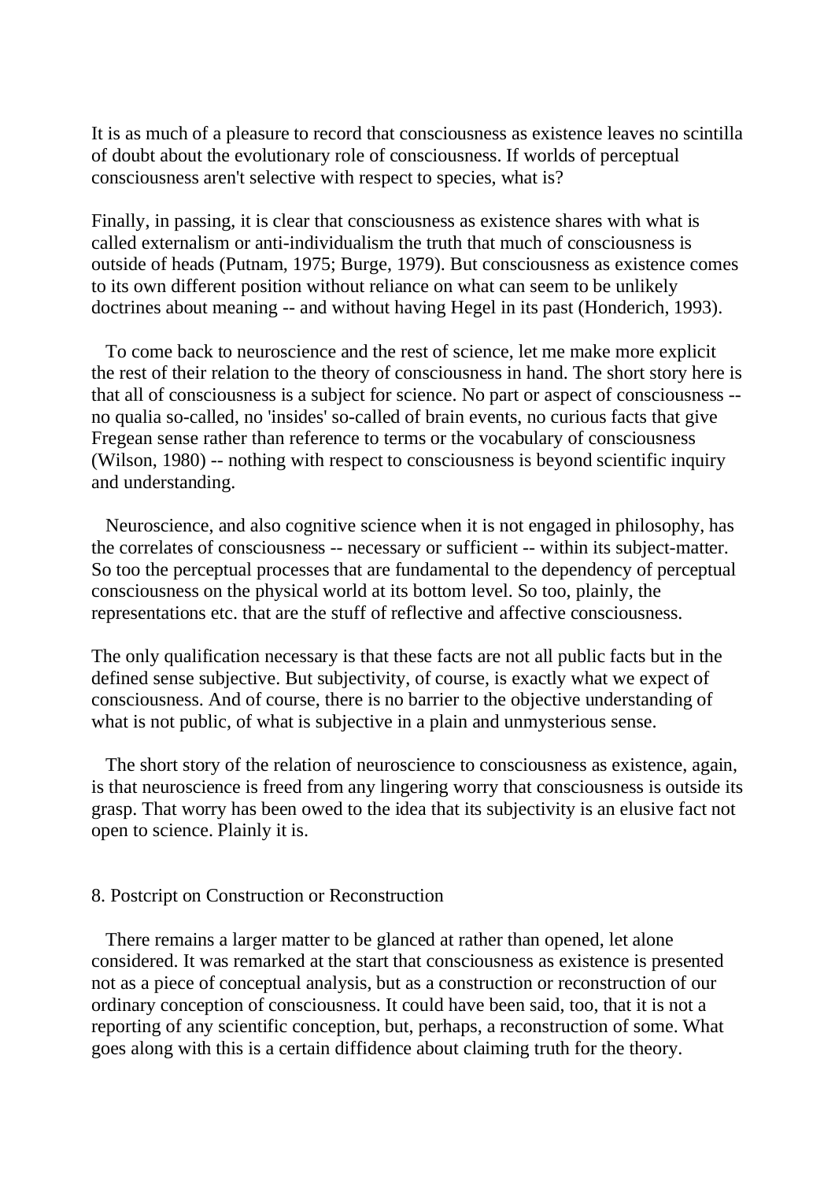It is as much of a pleasure to record that consciousness as existence leaves no scintilla of doubt about the evolutionary role of consciousness. If worlds of perceptual consciousness aren't selective with respect to species, what is?

Finally, in passing, it is clear that consciousness as existence shares with what is called externalism or anti-individualism the truth that much of consciousness is outside of heads (Putnam, 1975; Burge, 1979). But consciousness as existence comes to its own different position without reliance on what can seem to be unlikely doctrines about meaning -- and without having Hegel in its past (Honderich, 1993).

To come back to neuroscience and the rest of science, let me make more explicit the rest of their relation to the theory of consciousness in hand. The short story here is that all of consciousness is a subject for science. No part or aspect of consciousness -- no qualia so-called, no 'insides' so-called of brain events, no curious facts that give Fregean sense rather than reference to terms or the vocabulary of consciousness (Wilson, 1980) -- nothing with respect to consciousness is beyond scientific inquiry and understanding.

Neuroscience, and also cognitive science when it is not engaged in philosophy, has the correlates of consciousness -- necessary or sufficient -- within its subject-matter. So too the perceptual processes that are fundamental to the dependency of perceptual consciousness on the physical world at its bottom level. So too, plainly, the representations etc. that are the stuff of reflective and affective consciousness.

The only qualification necessary is that these facts are not all public facts but in the defined sense subjective. But subjectivity, of course, is exactly what we expect of consciousness. And of course, there is no barrier to the objective understanding of what is not public, of what is subjective in a plain and unmysterious sense.

The short story of the relation of neuroscience to consciousness as existence, again, is that neuroscience is freed from any lingering worry that consciousness is outside its grasp. That worry has been owed to the idea that its subjectivity is an elusive fact not open to science. Plainly it is.

## 8. Postcript on Construction or Reconstruction

There remains a larger matter to be glanced at rather than opened, let alone considered. It was remarked at the start that consciousness as existence is presented not as a piece of conceptual analysis, but as a construction or reconstruction of our ordinary conception of consciousness. It could have been said, too, that it is not a reporting of any scientific conception, but, perhaps, a reconstruction of some. What goes along with this is a certain diffidence about claiming truth for the theory.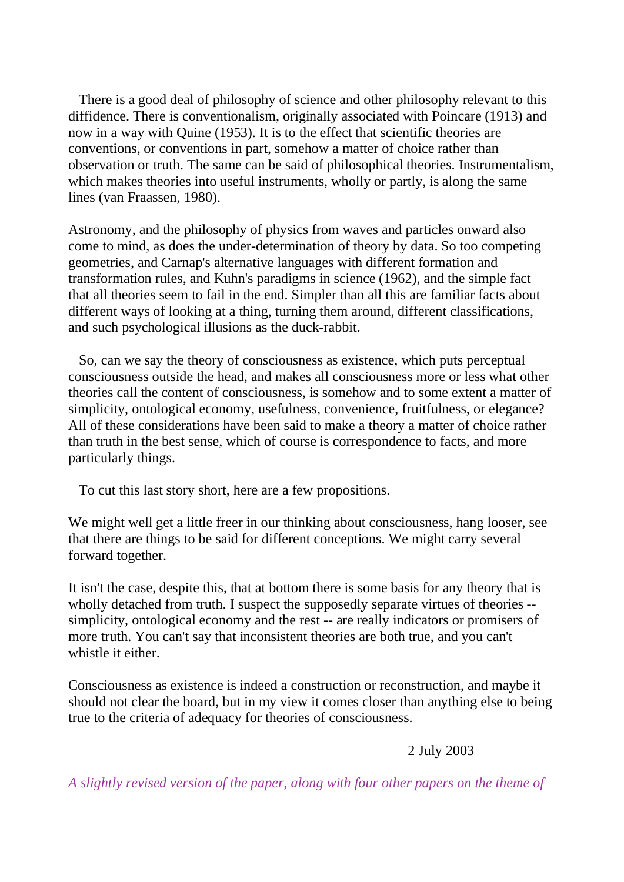There is a good deal of philosophy of science and other philosophy relevant to this diffidence. There is conventionalism, originally associated with Poincare (1913) and now in a way with Quine (1953). It is to the effect that scientific theories are conventions, or conventions in part, somehow a matter of choice rather than observation or truth. The same can be said of philosophical theories. Instrumentalism, which makes theories into useful instruments, wholly or partly, is along the same lines (van Fraassen, 1980).

Astronomy, and the philosophy of physics from waves and particles onward also come to mind, as does the under-determination of theory by data. So too competing geometries, and Carnap's alternative languages with different formation and transformation rules, and Kuhn's paradigms in science (1962), and the simple fact that all theories seem to fail in the end. Simpler than all this are familiar facts about different ways of looking at a thing, turning them around, different classifications, and such psychological illusions as the duck-rabbit.

So, can we say the theory of consciousness as existence, which puts perceptual consciousness outside the head, and makes all consciousness more or less what other theories call the content of consciousness, is somehow and to some extent a matter of simplicity, ontological economy, usefulness, convenience, fruitfulness, or elegance? All of these considerations have been said to make a theory a matter of choice rather than truth in the best sense, which of course is correspondence to facts, and more particularly things.

To cut this last story short, here are a few propositions.

We might well get a little freer in our thinking about consciousness, hang looser, see that there are things to be said for different conceptions. We might carry several forward together.

It isn't the case, despite this, that at bottom there is some basis for any theory that is wholly detached from truth. I suspect the supposedly separate virtues of theories -- simplicity, ontological economy and the rest -- are really indicators or promisers of more truth. You can't say that inconsistent theories are both true, and you can't whistle it either.

Consciousness as existence is indeed a construction or reconstruction, and maybe it should not clear the board, but in my view it comes closer than anything else to being true to the criteria of adequacy for theories of consciousness.

2 July 2003

*A slightly revised version of the paper, along with four other papers on the theme of*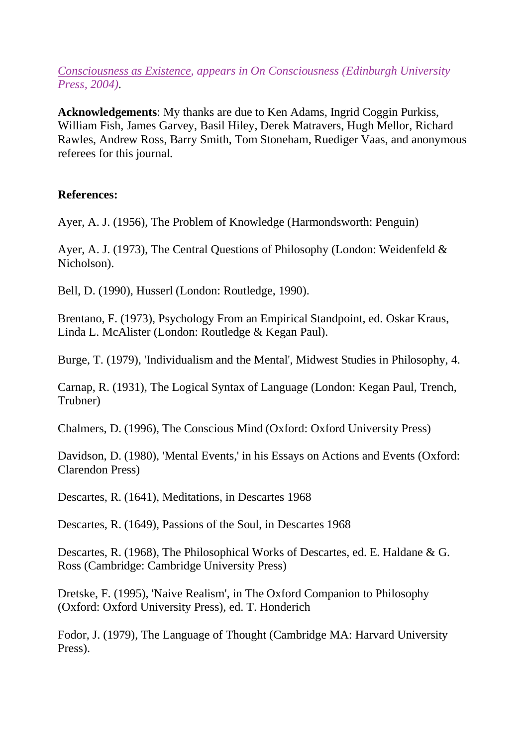*[Consciousness as Existence](#), appears in On Consciousness (Edinburgh University Press, 2004).*

**Acknowledgements**: My thanks are due to Ken Adams, Ingrid Coggin Purkiss, William Fish, James Garvey, Basil Hiley, Derek Matravers, Hugh Mellor, Richard Rawles, Andrew Ross, Barry Smith, Tom Stoneham, Ruediger Vaas, and anonymous referees for this journal.

**References:**

Ayer, A. J. (1956), The Problem of Knowledge (Harmondsworth: Penguin)

Ayer, A. J. (1973), The Central Questions of Philosophy (London: Weidenfeld & Nicholson).

Bell, D. (1990), Husserl (London: Routledge, 1990).

Brentano, F. (1973), Psychology From an Empirical Standpoint, ed. Oskar Kraus, Linda L. McAlister (London: Routledge & Kegan Paul).

Burge, T. (1979), 'Individualism and the Mental', Midwest Studies in Philosophy, 4.

Carnap, R. (1931), The Logical Syntax of Language (London: Kegan Paul, Trench, Trubner)

Chalmers, D. (1996), The Conscious Mind (Oxford: Oxford University Press)

Davidson, D. (1980), 'Mental Events,' in his Essays on Actions and Events (Oxford: Clarendon Press)

Descartes, R. (1641), Meditations, in Descartes 1968

Descartes, R. (1649), Passions of the Soul, in Descartes 1968

Descartes, R. (1968), The Philosophical Works of Descartes, ed. E. Haldane & G. Ross (Cambridge: Cambridge University Press)

Dretske, F. (1995), 'Naive Realism', in The Oxford Companion to Philosophy (Oxford: Oxford University Press), ed. T. Honderich

Fodor, J. (1979), The Language of Thought (Cambridge MA: Harvard University Press).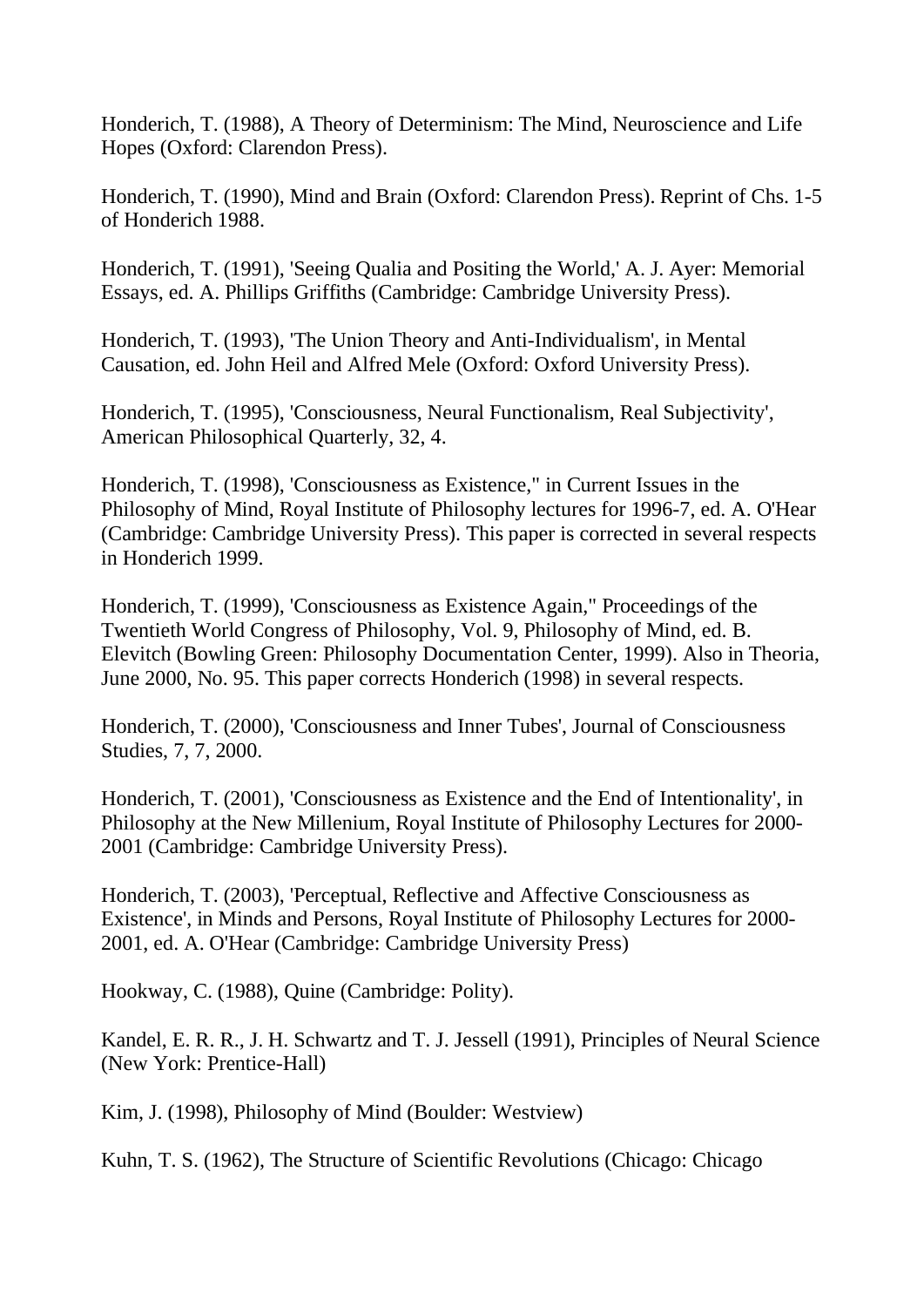Honderich, T. (1988), A Theory of Determinism: The Mind, Neuroscience and Life Hopes (Oxford: Clarendon Press).

Honderich, T. (1990), Mind and Brain (Oxford: Clarendon Press). Reprint of Chs. 1-5 of Honderich 1988.

Honderich, T. (1991), 'Seeing Qualia and Positing the World,' A. J. Ayer: Memorial Essays, ed. A. Phillips Griffiths (Cambridge: Cambridge University Press).

Honderich, T. (1993), 'The Union Theory and Anti-Individualism', in Mental Causation, ed. John Heil and Alfred Mele (Oxford: Oxford University Press).

Honderich, T. (1995), 'Consciousness, Neural Functionalism, Real Subjectivity', American Philosophical Quarterly, 32, 4.

Honderich, T. (1998), 'Consciousness as Existence," in Current Issues in the Philosophy of Mind, Royal Institute of Philosophy lectures for 1996-7, ed. A. O'Hear (Cambridge: Cambridge University Press). This paper is corrected in several respects in Honderich 1999.

Honderich, T. (1999), 'Consciousness as Existence Again," Proceedings of the Twentieth World Congress of Philosophy, Vol. 9, Philosophy of Mind, ed. B. Elevitch (Bowling Green: Philosophy Documentation Center, 1999). Also in Theoria, June 2000, No. 95. This paper corrects Honderich (1998) in several respects.

Honderich, T. (2000), 'Consciousness and Inner Tubes', Journal of Consciousness Studies, 7, 7, 2000.

Honderich, T. (2001), 'Consciousness as Existence and the End of Intentionality', in Philosophy at the New Millenium, Royal Institute of Philosophy Lectures for 2000-2001 (Cambridge: Cambridge University Press).

Honderich, T. (2003), 'Perceptual, Reflective and Affective Consciousness as Existence', in Minds and Persons, Royal Institute of Philosophy Lectures for 2000-2001, ed. A. O'Hear (Cambridge: Cambridge University Press)

Hookway, C. (1988), Quine (Cambridge: Polity).

Kandel, E. R. R., J. H. Schwartz and T. J. Jessell (1991), Principles of Neural Science (New York: Prentice-Hall)

Kim, J. (1998), Philosophy of Mind (Boulder: Westview)

Kuhn, T. S. (1962), The Structure of Scientific Revolutions (Chicago: Chicago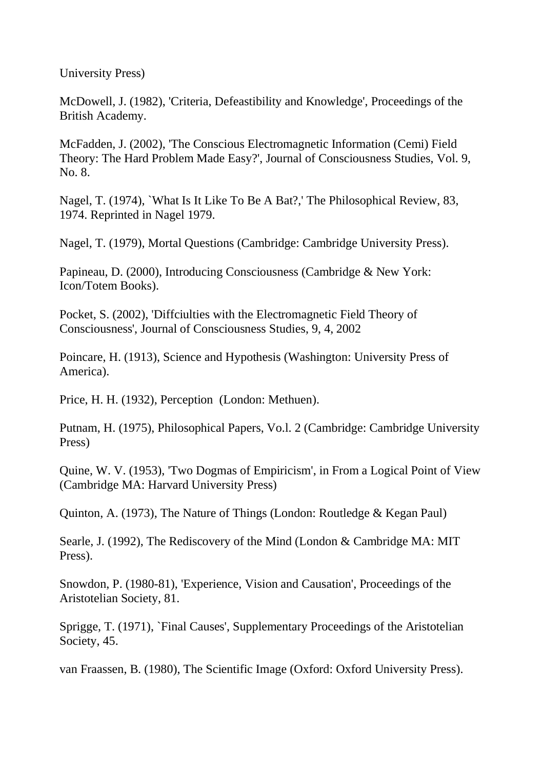University Press)

McDowell, J. (1982), 'Criteria, Defeastibility and Knowledge', Proceedings of the British Academy.

McFadden, J. (2002), 'The Conscious Electromagnetic Information (Cemi) Field Theory: The Hard Problem Made Easy?', Journal of Consciousness Studies, Vol. 9, No. 8.

Nagel, T. (1974), `What Is It Like To Be A Bat?,' The Philosophical Review, 83, 1974. Reprinted in Nagel 1979.

Nagel, T. (1979), Mortal Questions (Cambridge: Cambridge University Press).

Papineau, D. (2000), Introducing Consciousness (Cambridge & New York: Icon/Totem Books).

Pocket, S. (2002), 'Diffciulties with the Electromagnetic Field Theory of Consciousness', Journal of Consciousness Studies, 9, 4, 2002

Poincare, H. (1913), Science and Hypothesis (Washington: University Press of America).

Price, H. H. (1932), Perception (London: Methuen).

Putnam, H. (1975), Philosophical Papers, Vo.l. 2 (Cambridge: Cambridge University Press)

Quine, W. V. (1953), 'Two Dogmas of Empiricism', in From a Logical Point of View (Cambridge MA: Harvard University Press)

Quinton, A. (1973), The Nature of Things (London: Routledge & Kegan Paul)

Searle, J. (1992), The Rediscovery of the Mind (London & Cambridge MA: MIT Press).

Snowdon, P. (1980-81), 'Experience, Vision and Causation', Proceedings of the Aristotelian Society, 81.

Sprigge, T. (1971), `Final Causes', Supplementary Proceedings of the Aristotelian Society, 45.

van Fraassen, B. (1980), The Scientific Image (Oxford: Oxford University Press).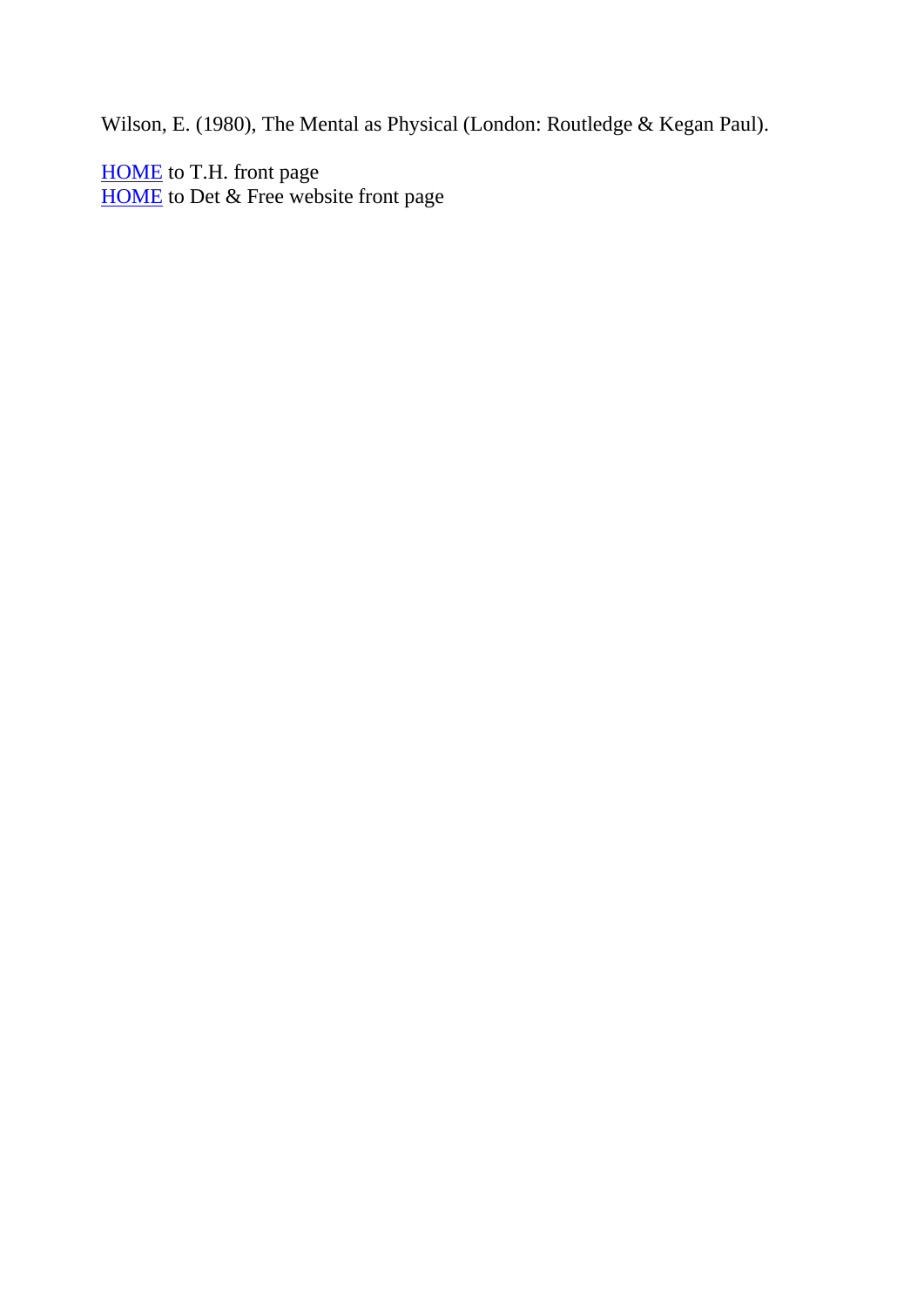Wilson, E. (1980), The Mental as Physical (London: Routledge & Kegan Paul).

HOME to T.H. front page
HOME to Det & Free website front page